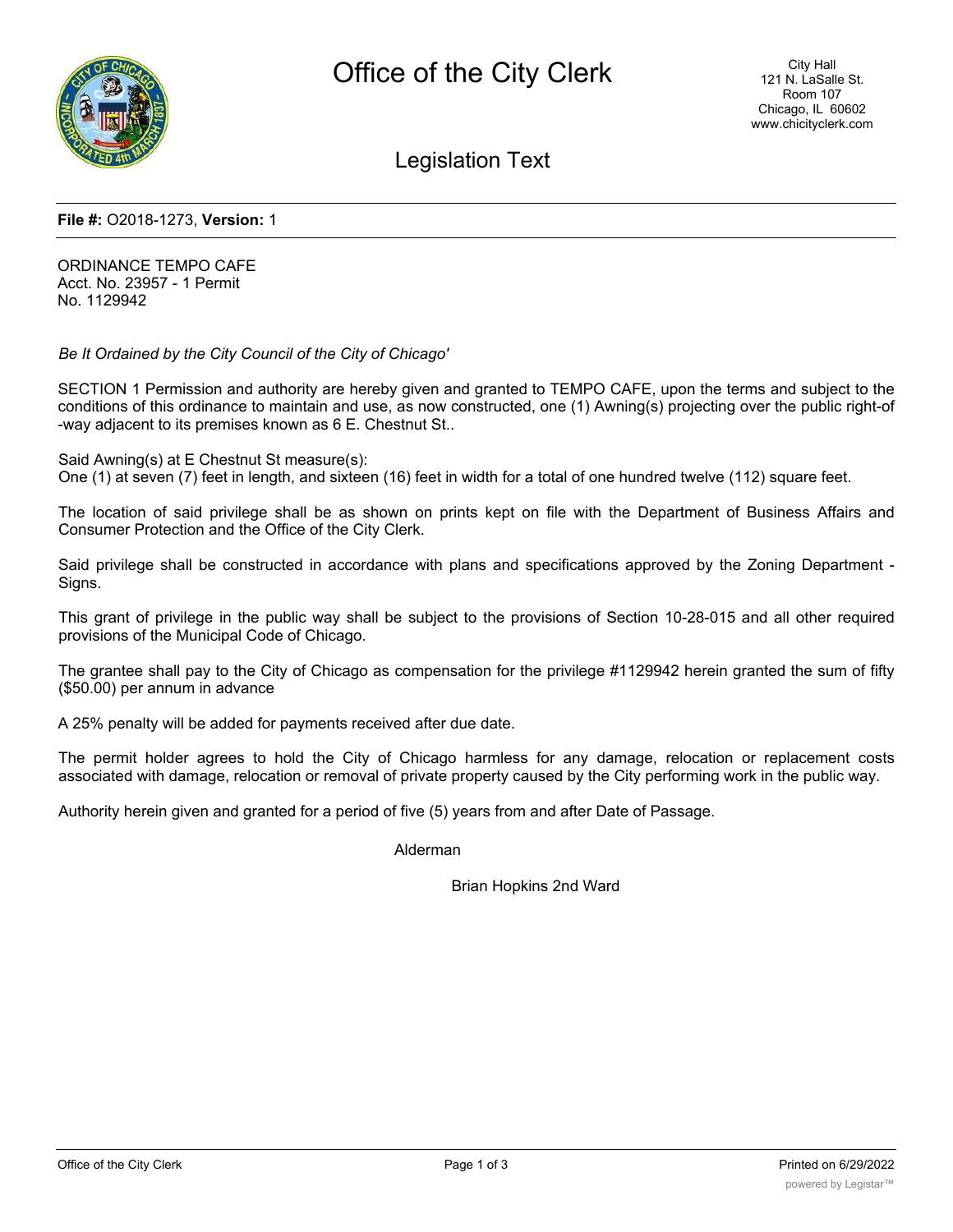# Office of the City Clerk

City Hall
121 N. LaSalle St.
Room 107
Chicago, IL 60602
www.chicityclerk.com

## Legislation Text

**File #:** O2018-1273, **Version:** 1

ORDINANCE TEMPO CAFE
Acct. No. 23957 - 1 Permit
No. 1129942

*Be It Ordained by the City Council of the City of Chicago'*

SECTION 1 Permission and authority are hereby given and granted to TEMPO CAFE, upon the terms and subject to the conditions of this ordinance to maintain and use, as now constructed, one (1) Awning(s) projecting over the public right-of -way adjacent to its premises known as 6 E. Chestnut St..

Said Awning(s) at E Chestnut St measure(s):
One (1) at seven (7) feet in length, and sixteen (16) feet in width for a total of one hundred twelve (112) square feet.

The location of said privilege shall be as shown on prints kept on file with the Department of Business Affairs and Consumer Protection and the Office of the City Clerk.

Said privilege shall be constructed in accordance with plans and specifications approved by the Zoning Department - Signs.

This grant of privilege in the public way shall be subject to the provisions of Section 10-28-015 and all other required provisions of the Municipal Code of Chicago.

The grantee shall pay to the City of Chicago as compensation for the privilege #1129942 herein granted the sum of fifty ($50.00) per annum in advance

A 25% penalty will be added for payments received after due date.

The permit holder agrees to hold the City of Chicago harmless for any damage, relocation or replacement costs associated with damage, relocation or removal of private property caused by the City performing work in the public way.

Authority herein given and granted for a period of five (5) years from and after Date of Passage.

Alderman

Brian Hopkins 2nd Ward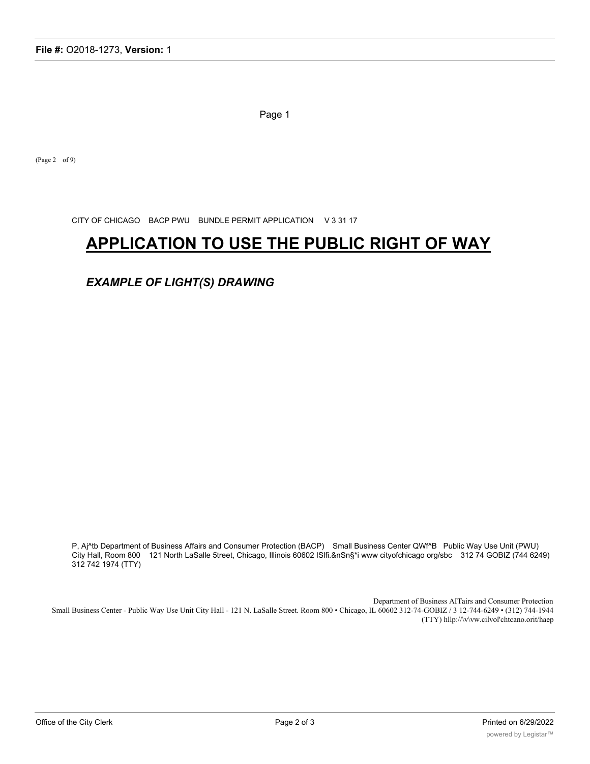Page 1

(Page 2 of 9)

CITY OF CHICAGO BACP PWU BUNDLE PERMIT APPLICATION V 3 31 17

# APPLICATION TO USE THE PUBLIC RIGHT OF WAY

***EXAMPLE OF LIGHT(S) DRAWING***

P, Aj^tb Department of Business Affairs and Consumer Protection (BACP) Small Business Center QWf^B Public Way Use Unit (PWU) City Hall, Room 800 121 North LaSalle 5treet, Chicago, Illinois 60602 ISlfi.&nSn§*i www cityofchicago org/sbc 312 74 GOBIZ (744 6249) 312 742 1974 (TTY)

Department of Business AITairs and Consumer Protection
Small Business Center - Public Way Use Unit City Hall - 121 N. LaSalle Street. Room 800 • Chicago, IL 60602 312-74-GOBIZ / 3 12-744-6249 • (312) 744-1944 (TTY) hllp://\v\vw.cilvol'chtcano.orit/haep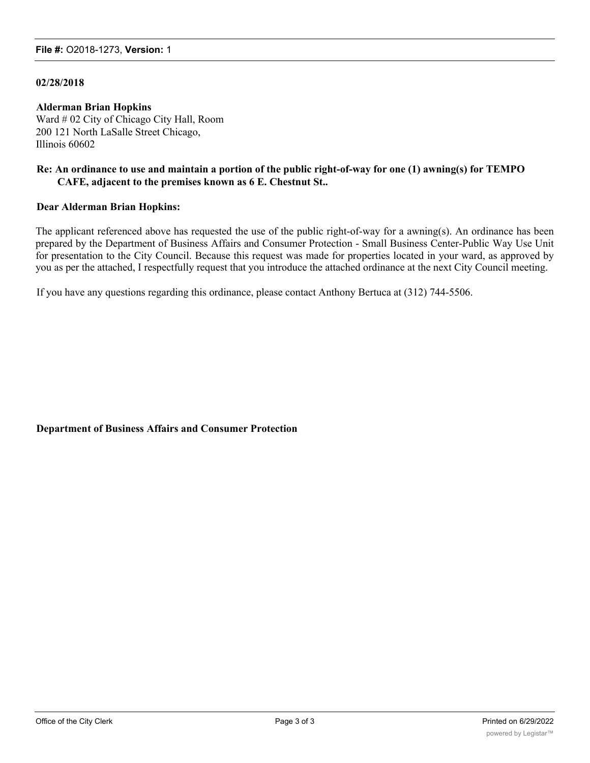**02/28/2018**

**Alderman Brian Hopkins**
Ward # 02 City of Chicago City Hall, Room
200 121 North LaSalle Street Chicago,
Illinois 60602

**Re: An ordinance to use and maintain a portion of the public right-of-way for one (1) awning(s) for TEMPO CAFE, adjacent to the premises known as 6 E. Chestnut St..**

**Dear Alderman Brian Hopkins:**

The applicant referenced above has requested the use of the public right-of-way for a awning(s). An ordinance has been prepared by the Department of Business Affairs and Consumer Protection - Small Business Center-Public Way Use Unit for presentation to the City Council. Because this request was made for properties located in your ward, as approved by you as per the attached, I respectfully request that you introduce the attached ordinance at the next City Council meeting.

If you have any questions regarding this ordinance, please contact Anthony Bertuca at (312) 744-5506.

**Department of Business Affairs and Consumer Protection**